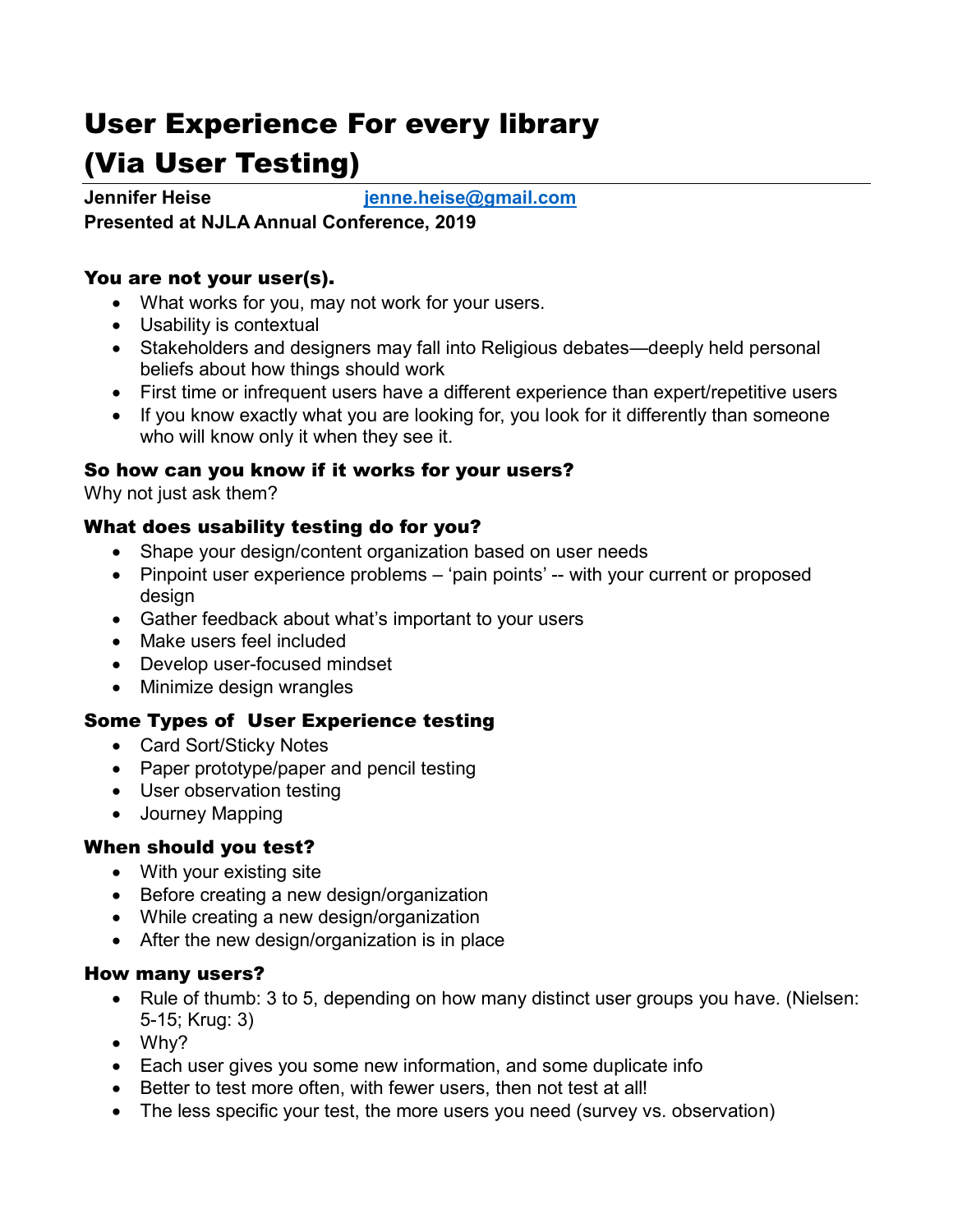# User Experience For every library (Via User Testing)

**Jennifer Heise** **jenne.heise@gmail.com**
**Presented at NJLA Annual Conference, 2019**

## You are not your user(s).

- What works for you, may not work for your users.
- Usability is contextual
- Stakeholders and designers may fall into Religious debates—deeply held personal beliefs about how things should work
- First time or infrequent users have a different experience than expert/repetitive users
- If you know exactly what you are looking for, you look for it differently than someone who will know only it when they see it.

## So how can you know if it works for your users?

Why not just ask them?

## What does usability testing do for you?

- Shape your design/content organization based on user needs
- Pinpoint user experience problems – 'pain points' -- with your current or proposed design
- Gather feedback about what's important to your users
- Make users feel included
- Develop user-focused mindset
- Minimize design wrangles

## Some Types of User Experience testing

- Card Sort/Sticky Notes
- Paper prototype/paper and pencil testing
- User observation testing
- Journey Mapping

## When should you test?

- With your existing site
- Before creating a new design/organization
- While creating a new design/organization
- After the new design/organization is in place

## How many users?

- Rule of thumb: 3 to 5, depending on how many distinct user groups you have. (Nielsen: 5-15; Krug: 3)
- Why?
- Each user gives you some new information, and some duplicate info
- Better to test more often, with fewer users, then not test at all!
- The less specific your test, the more users you need (survey vs. observation)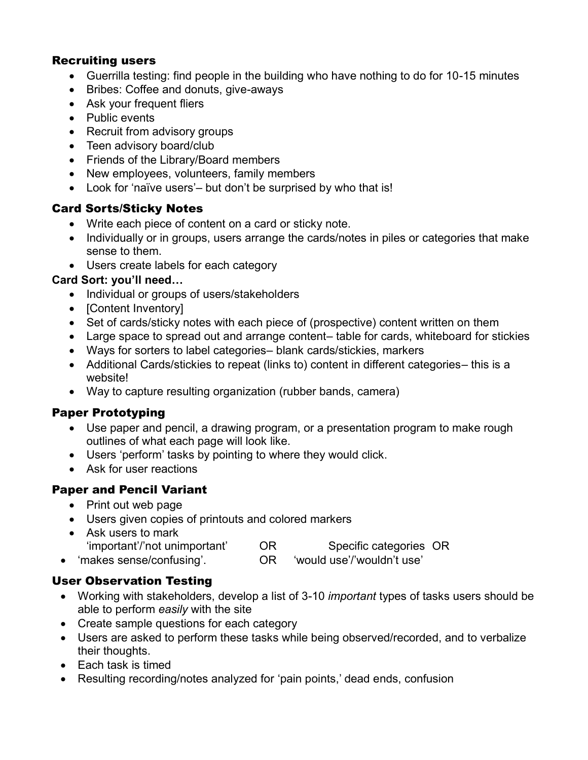### Recruiting users

- Guerrilla testing: find people in the building who have nothing to do for 10-15 minutes
- Bribes: Coffee and donuts, give-aways
- Ask your frequent fliers
- Public events
- Recruit from advisory groups
- Teen advisory board/club
- Friends of the Library/Board members
- New employees, volunteers, family members
- Look for 'naïve users'– but don't be surprised by who that is!

### Card Sorts/Sticky Notes

- Write each piece of content on a card or sticky note.
- Individually or in groups, users arrange the cards/notes in piles or categories that make sense to them.
- Users create labels for each category

**Card Sort: you'll need…**

- Individual or groups of users/stakeholders
- [Content Inventory]
- Set of cards/sticky notes with each piece of (prospective) content written on them
- Large space to spread out and arrange content– table for cards, whiteboard for stickies
- Ways for sorters to label categories– blank cards/stickies, markers
- Additional Cards/stickies to repeat (links to) content in different categories– this is a website!
- Way to capture resulting organization (rubber bands, camera)

### Paper Prototyping

- Use paper and pencil, a drawing program, or a presentation program to make rough outlines of what each page will look like.
- Users 'perform' tasks by pointing to where they would click.
- Ask for user reactions

### Paper and Pencil Variant

- Print out web page
- Users given copies of printouts and colored markers
- Ask users to mark
  'important'/'not unimportant' OR Specific categories OR
- 'makes sense/confusing'. OR 'would use'/'wouldn't use'

### User Observation Testing

- Working with stakeholders, develop a list of 3-10 *important* types of tasks users should be able to perform *easily* with the site
- Create sample questions for each category
- Users are asked to perform these tasks while being observed/recorded, and to verbalize their thoughts.
- Each task is timed
- Resulting recording/notes analyzed for 'pain points,' dead ends, confusion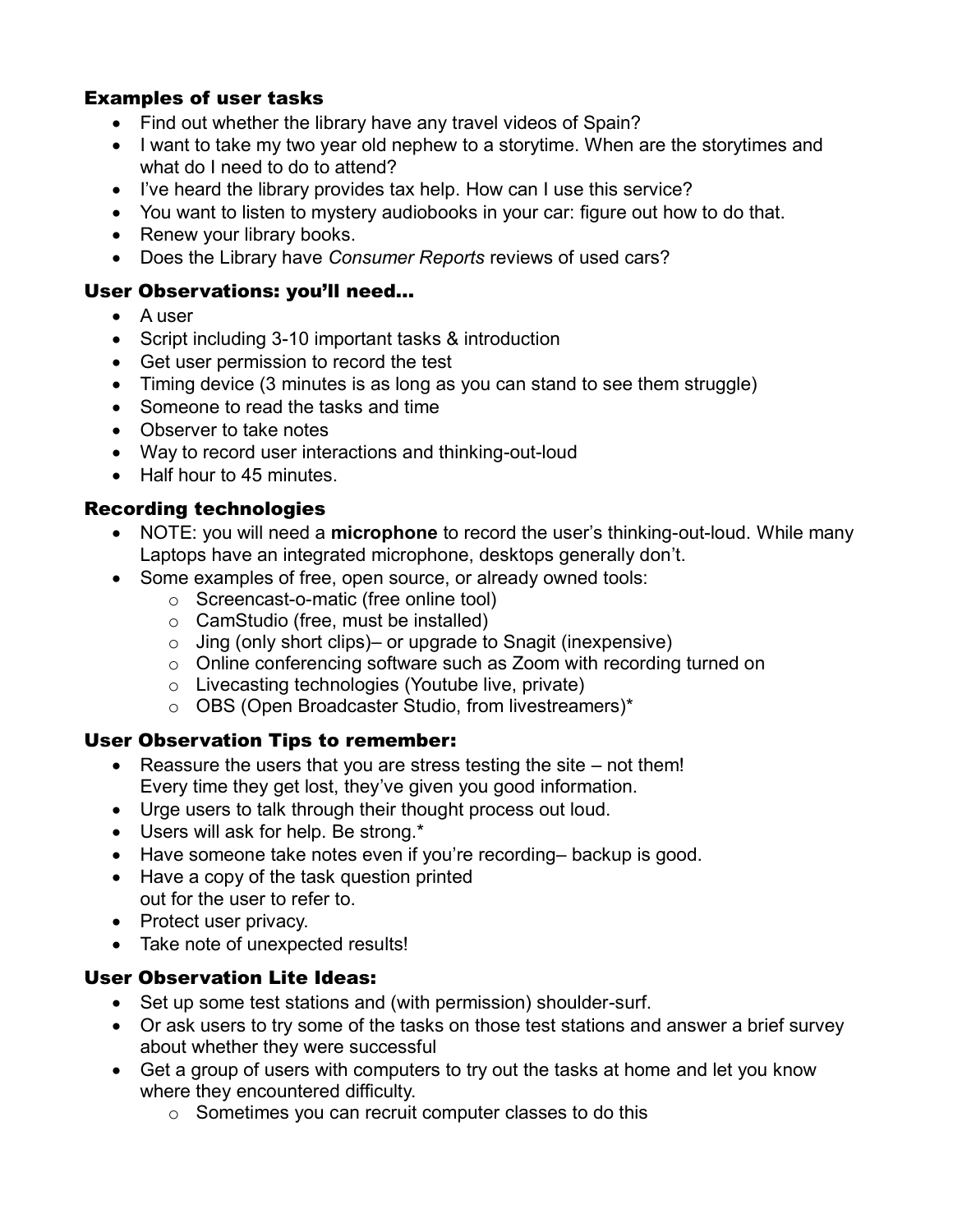### Examples of user tasks

- Find out whether the library have any travel videos of Spain?
- I want to take my two year old nephew to a storytime. When are the storytimes and what do I need to do to attend?
- I've heard the library provides tax help. How can I use this service?
- You want to listen to mystery audiobooks in your car: figure out how to do that.
- Renew your library books.
- Does the Library have *Consumer Reports* reviews of used cars?

### User Observations: you'll need…

- A user
- Script including 3-10 important tasks & introduction
- Get user permission to record the test
- Timing device (3 minutes is as long as you can stand to see them struggle)
- Someone to read the tasks and time
- Observer to take notes
- Way to record user interactions and thinking-out-loud
- Half hour to 45 minutes.

### Recording technologies

- NOTE: you will need a **microphone** to record the user's thinking-out-loud. While many Laptops have an integrated microphone, desktops generally don't.
- Some examples of free, open source, or already owned tools:
  - Screencast-o-matic (free online tool)
  - CamStudio (free, must be installed)
  - Jing (only short clips)– or upgrade to Snagit (inexpensive)
  - Online conferencing software such as Zoom with recording turned on
  - Livecasting technologies (Youtube live, private)
  - OBS (Open Broadcaster Studio, from livestreamers)*

### User Observation Tips to remember:

- Reassure the users that you are stress testing the site – not them! Every time they get lost, they've given you good information.
- Urge users to talk through their thought process out loud.
- Users will ask for help. Be strong.*
- Have someone take notes even if you're recording– backup is good.
- Have a copy of the task question printed out for the user to refer to.
- Protect user privacy.
- Take note of unexpected results!

### User Observation Lite Ideas:

- Set up some test stations and (with permission) shoulder-surf.
- Or ask users to try some of the tasks on those test stations and answer a brief survey about whether they were successful
- Get a group of users with computers to try out the tasks at home and let you know where they encountered difficulty.
  - Sometimes you can recruit computer classes to do this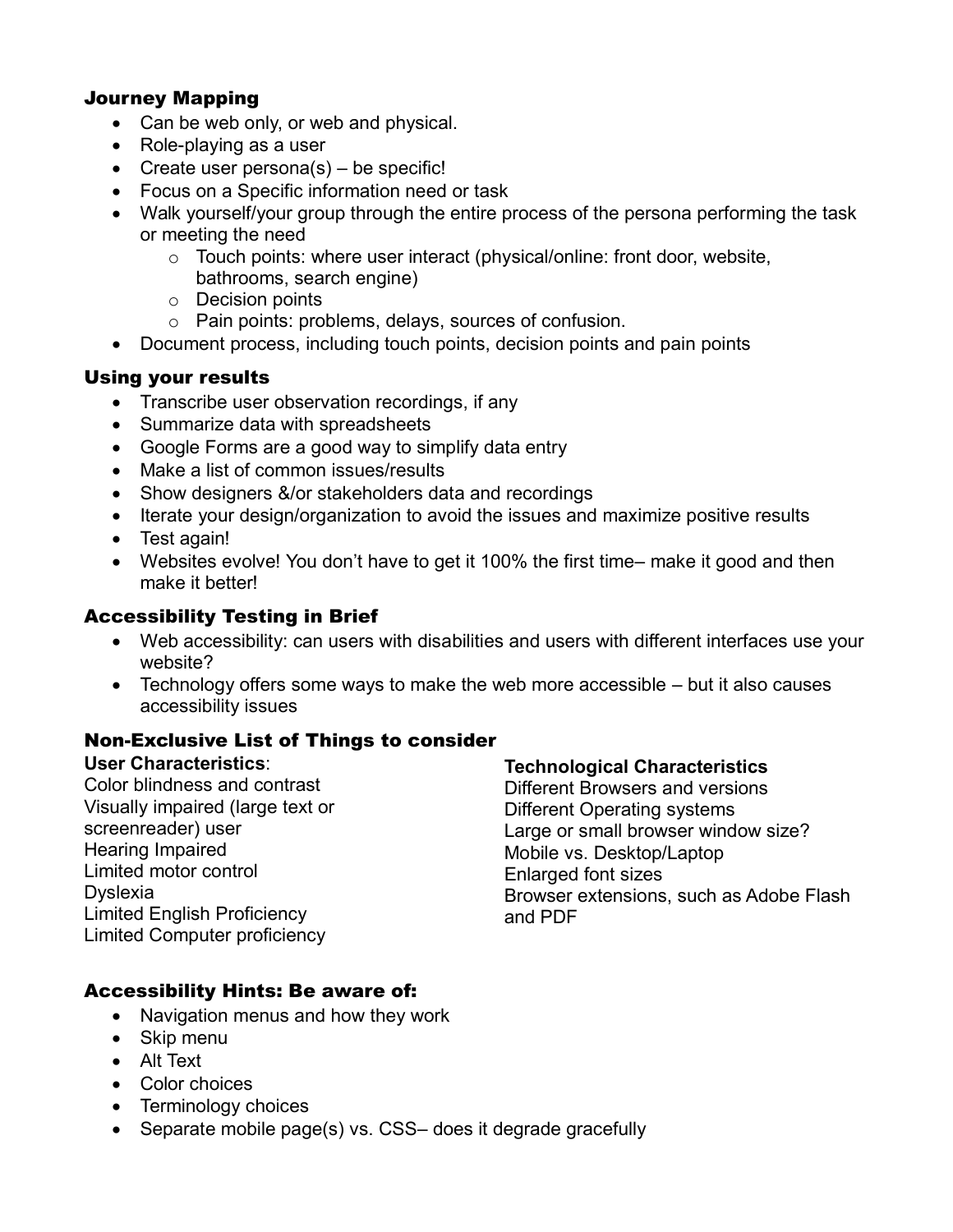### Journey Mapping

- Can be web only, or web and physical.
- Role-playing as a user
- Create user persona(s) – be specific!
- Focus on a Specific information need or task
- Walk yourself/your group through the entire process of the persona performing the task or meeting the need
  - Touch points: where user interact (physical/online: front door, website, bathrooms, search engine)
  - Decision points
  - Pain points: problems, delays, sources of confusion.
- Document process, including touch points, decision points and pain points

### Using your results

- Transcribe user observation recordings, if any
- Summarize data with spreadsheets
- Google Forms are a good way to simplify data entry
- Make a list of common issues/results
- Show designers &/or stakeholders data and recordings
- Iterate your design/organization to avoid the issues and maximize positive results
- Test again!
- Websites evolve! You don't have to get it 100% the first time– make it good and then make it better!

### Accessibility Testing in Brief

- Web accessibility: can users with disabilities and users with different interfaces use your website?
- Technology offers some ways to make the web more accessible – but it also causes accessibility issues

### Non-Exclusive List of Things to consider

**User Characteristics**:
Color blindness and contrast
Visually impaired (large text or screenreader) user
Hearing Impaired
Limited motor control
Dyslexia
Limited English Proficiency
Limited Computer proficiency

**Technological Characteristics**
Different Browsers and versions
Different Operating systems
Large or small browser window size?
Mobile vs. Desktop/Laptop
Enlarged font sizes
Browser extensions, such as Adobe Flash and PDF

### Accessibility Hints: Be aware of:

- Navigation menus and how they work
- Skip menu
- Alt Text
- Color choices
- Terminology choices
- Separate mobile page(s) vs. CSS– does it degrade gracefully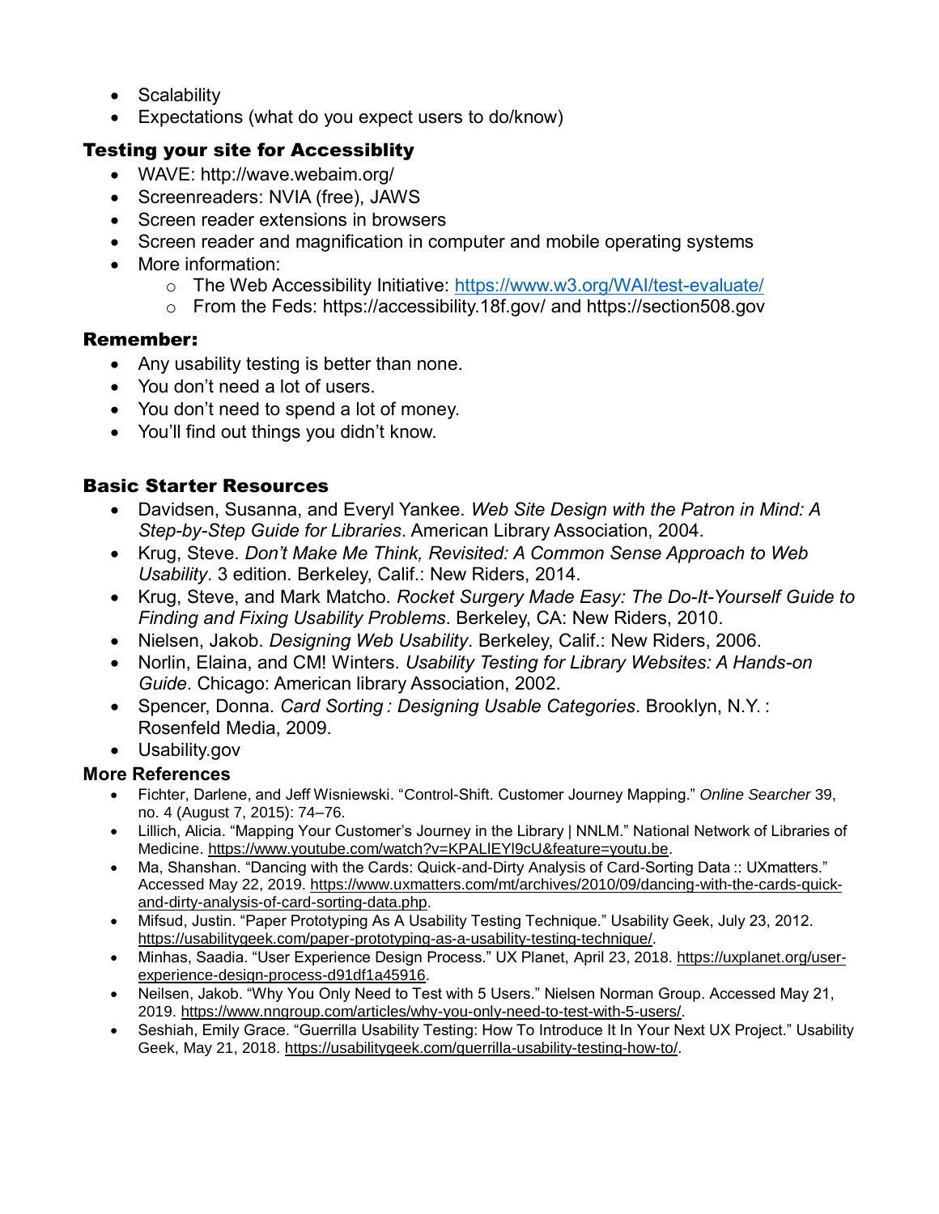- Scalability
- Expectations (what do you expect users to do/know)

## Testing your site for Accessiblity

- WAVE: http://wave.webaim.org/
- Screenreaders: NVIA (free), JAWS
- Screen reader extensions in browsers
- Screen reader and magnification in computer and mobile operating systems
- More information:
  - The Web Accessibility Initiative: https://www.w3.org/WAI/test-evaluate/
  - From the Feds: https://accessibility.18f.gov/ and https://section508.gov

## Remember:

- Any usability testing is better than none.
- You don't need a lot of users.
- You don't need to spend a lot of money.
- You'll find out things you didn't know.

## Basic Starter Resources

- Davidsen, Susanna, and Everyl Yankee. *Web Site Design with the Patron in Mind: A Step-by-Step Guide for Libraries*. American Library Association, 2004.
- Krug, Steve. *Don't Make Me Think, Revisited: A Common Sense Approach to Web Usability*. 3 edition. Berkeley, Calif.: New Riders, 2014.
- Krug, Steve, and Mark Matcho. *Rocket Surgery Made Easy: The Do-It-Yourself Guide to Finding and Fixing Usability Problems*. Berkeley, CA: New Riders, 2010.
- Nielsen, Jakob. *Designing Web Usability*. Berkeley, Calif.: New Riders, 2006.
- Norlin, Elaina, and CM! Winters. *Usability Testing for Library Websites: A Hands-on Guide*. Chicago: American library Association, 2002.
- Spencer, Donna. *Card Sorting : Designing Usable Categories*. Brooklyn, N.Y. : Rosenfeld Media, 2009.
- Usability.gov

## More References

- Fichter, Darlene, and Jeff Wisniewski. "Control-Shift. Customer Journey Mapping." *Online Searcher* 39, no. 4 (August 7, 2015): 74–76.
- Lillich, Alicia. "Mapping Your Customer's Journey in the Library | NNLM." National Network of Libraries of Medicine. https://www.youtube.com/watch?v=KPALIEYl9cU&feature=youtu.be.
- Ma, Shanshan. "Dancing with the Cards: Quick-and-Dirty Analysis of Card-Sorting Data :: UXmatters." Accessed May 22, 2019. https://www.uxmatters.com/mt/archives/2010/09/dancing-with-the-cards-quick-and-dirty-analysis-of-card-sorting-data.php.
- Mifsud, Justin. "Paper Prototyping As A Usability Testing Technique." Usability Geek, July 23, 2012. https://usabilitygeek.com/paper-prototyping-as-a-usability-testing-technique/.
- Minhas, Saadia. "User Experience Design Process." UX Planet, April 23, 2018. https://uxplanet.org/user-experience-design-process-d91df1a45916.
- Neilsen, Jakob. "Why You Only Need to Test with 5 Users." Nielsen Norman Group. Accessed May 21, 2019. https://www.nngroup.com/articles/why-you-only-need-to-test-with-5-users/.
- Seshiah, Emily Grace. "Guerrilla Usability Testing: How To Introduce It In Your Next UX Project." Usability Geek, May 21, 2018. https://usabilitygeek.com/guerrilla-usability-testing-how-to/.